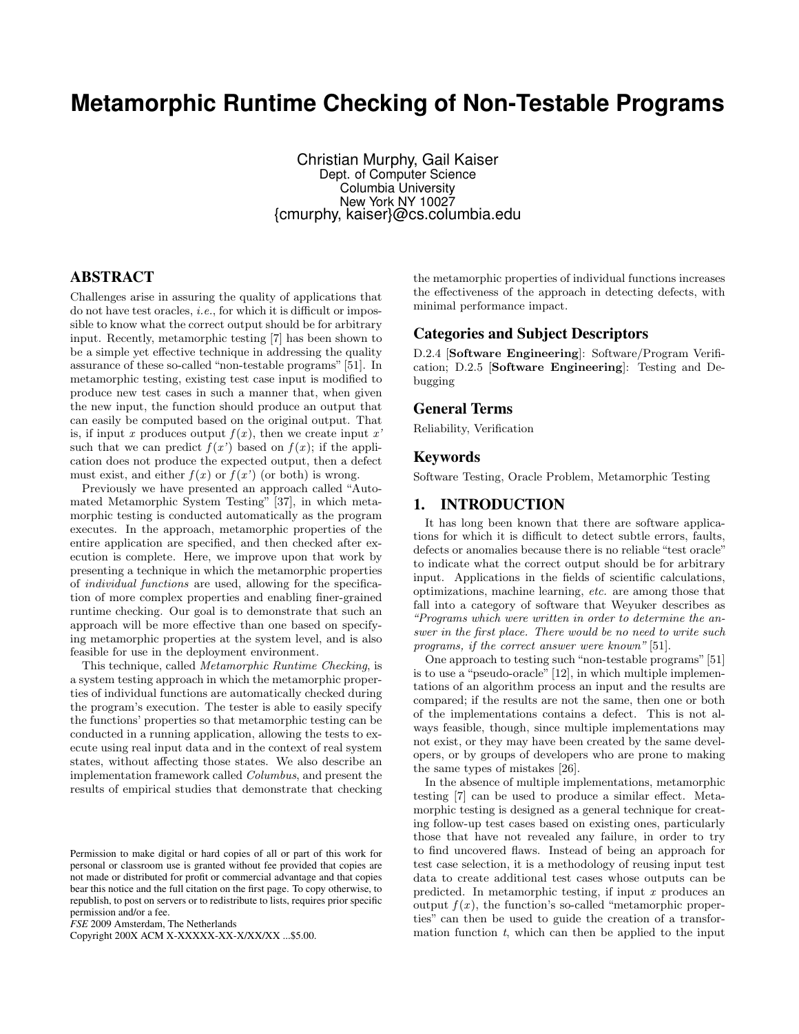# Metamorphic Runtime Checking of Non-Testable Programs

Christian Murphy, Gail Kaiser
Dept. of Computer Science
Columbia University
New York NY 10027
{cmurphy, kaiser}@cs.columbia.edu

## ABSTRACT

Challenges arise in assuring the quality of applications that do not have test oracles, *i.e.*, for which it is difficult or impossible to know what the correct output should be for arbitrary input. Recently, metamorphic testing [7] has been shown to be a simple yet effective technique in addressing the quality assurance of these so-called "non-testable programs" [51]. In metamorphic testing, existing test case input is modified to produce new test cases in such a manner that, when given the new input, the function should produce an output that can easily be computed based on the original output. That is, if input $x$ produces output $f(x)$, then we create input $x'$ such that we can predict $f(x')$ based on $f(x)$; if the application does not produce the expected output, then a defect must exist, and either $f(x)$ or $f(x')$ (or both) is wrong.

Previously we have presented an approach called "Automated Metamorphic System Testing" [37], in which metamorphic testing is conducted automatically as the program executes. In the approach, metamorphic properties of the entire application are specified, and then checked after execution is complete. Here, we improve upon that work by presenting a technique in which the metamorphic properties of *individual functions* are used, allowing for the specification of more complex properties and enabling finer-grained runtime checking. Our goal is to demonstrate that such an approach will be more effective than one based on specifying metamorphic properties at the system level, and is also feasible for use in the deployment environment.

This technique, called *Metamorphic Runtime Checking*, is a system testing approach in which the metamorphic properties of individual functions are automatically checked during the program's execution. The tester is able to easily specify the functions' properties so that metamorphic testing can be conducted in a running application, allowing the tests to execute using real input data and in the context of real system states, without affecting those states. We also describe an implementation framework called *Columbus*, and present the results of empirical studies that demonstrate that checking the metamorphic properties of individual functions increases the effectiveness of the approach in detecting defects, with minimal performance impact.

Permission to make digital or hard copies of all or part of this work for personal or classroom use is granted without fee provided that copies are not made or distributed for profit or commercial advantage and that copies bear this notice and the full citation on the first page. To copy otherwise, to republish, to post on servers or to redistribute to lists, requires prior specific permission and/or a fee.
*FSE* 2009 Amsterdam, The Netherlands
Copyright 200X ACM X-XXXXX-XX-X/XX/XX ...$5.00.

### Categories and Subject Descriptors

D.2.4 [**Software Engineering**]: Software/Program Verification; D.2.5 [**Software Engineering**]: Testing and Debugging

### General Terms

Reliability, Verification

### Keywords

Software Testing, Oracle Problem, Metamorphic Testing

## 1. INTRODUCTION

It has long been known that there are software applications for which it is difficult to detect subtle errors, faults, defects or anomalies because there is no reliable "test oracle" to indicate what the correct output should be for arbitrary input. Applications in the fields of scientific calculations, optimizations, machine learning, *etc.* are among those that fall into a category of software that Weyuker describes as *"Programs which were written in order to determine the answer in the first place. There would be no need to write such programs, if the correct answer were known"* [51].

One approach to testing such "non-testable programs" [51] is to use a "pseudo-oracle" [12], in which multiple implementations of an algorithm process an input and the results are compared; if the results are not the same, then one or both of the implementations contains a defect. This is not always feasible, though, since multiple implementations may not exist, or they may have been created by the same developers, or by groups of developers who are prone to making the same types of mistakes [26].

In the absence of multiple implementations, metamorphic testing [7] can be used to produce a similar effect. Metamorphic testing is designed as a general technique for creating follow-up test cases based on existing ones, particularly those that have not revealed any failure, in order to try to find uncovered flaws. Instead of being an approach for test case selection, it is a methodology of reusing input test data to create additional test cases whose outputs can be predicted. In metamorphic testing, if input $x$ produces an output $f(x)$, the function's so-called "metamorphic properties" can then be used to guide the creation of a transformation function $t$, which can then be applied to the input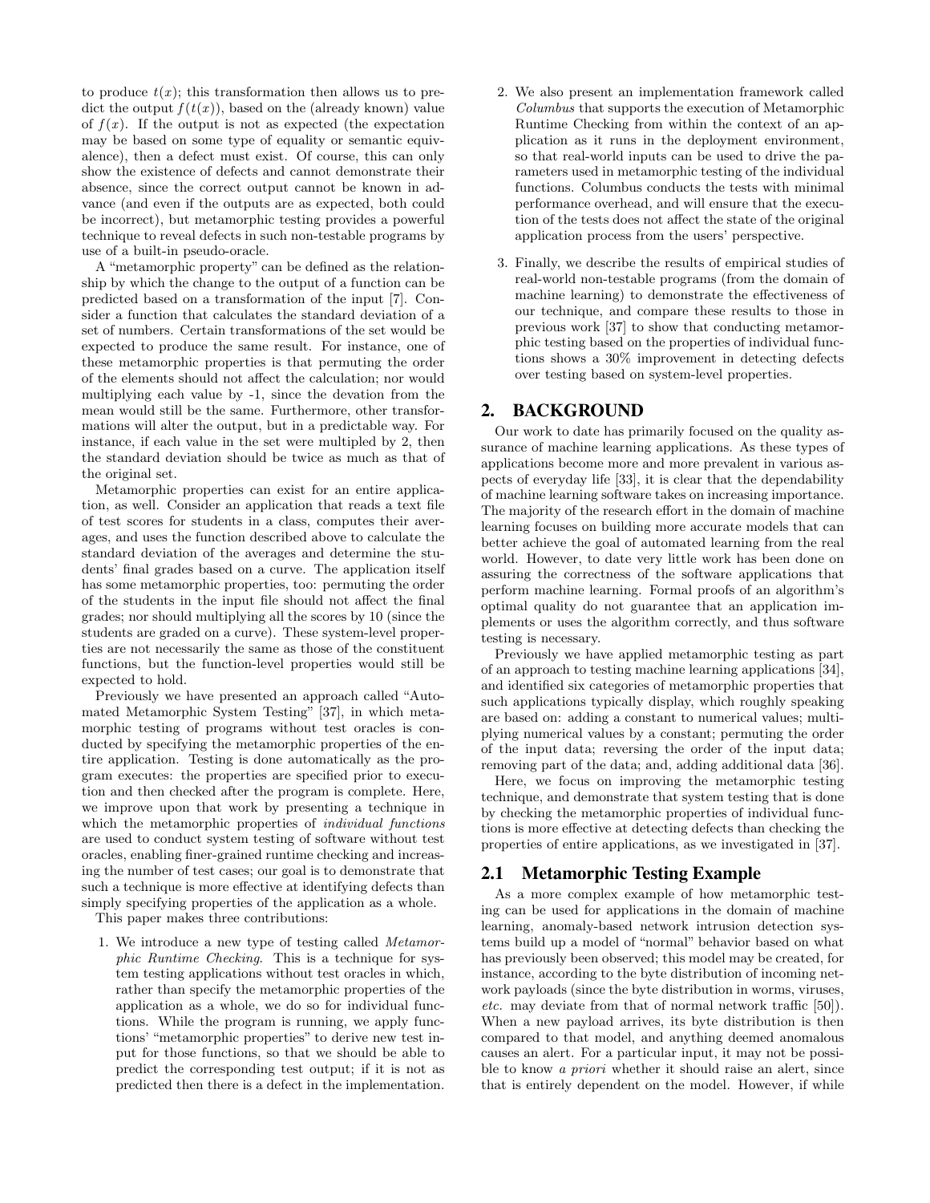to produce $t(x)$; this transformation then allows us to predict the output $f(t(x))$, based on the (already known) value of $f(x)$. If the output is not as expected (the expectation may be based on some type of equality or semantic equivalence), then a defect must exist. Of course, this can only show the existence of defects and cannot demonstrate their absence, since the correct output cannot be known in advance (and even if the outputs are as expected, both could be incorrect), but metamorphic testing provides a powerful technique to reveal defects in such non-testable programs by use of a built-in pseudo-oracle.

A "metamorphic property" can be defined as the relationship by which the change to the output of a function can be predicted based on a transformation of the input [7]. Consider a function that calculates the standard deviation of a set of numbers. Certain transformations of the set would be expected to produce the same result. For instance, one of these metamorphic properties is that permuting the order of the elements should not affect the calculation; nor would multiplying each value by -1, since the devation from the mean would still be the same. Furthermore, other transformations will alter the output, but in a predictable way. For instance, if each value in the set were multipled by 2, then the standard deviation should be twice as much as that of the original set.

Metamorphic properties can exist for an entire application, as well. Consider an application that reads a text file of test scores for students in a class, computes their averages, and uses the function described above to calculate the standard deviation of the averages and determine the students' final grades based on a curve. The application itself has some metamorphic properties, too: permuting the order of the students in the input file should not affect the final grades; nor should multiplying all the scores by 10 (since the students are graded on a curve). These system-level properties are not necessarily the same as those of the constituent functions, but the function-level properties would still be expected to hold.

Previously we have presented an approach called "Automated Metamorphic System Testing" [37], in which metamorphic testing of programs without test oracles is conducted by specifying the metamorphic properties of the entire application. Testing is done automatically as the program executes: the properties are specified prior to execution and then checked after the program is complete. Here, we improve upon that work by presenting a technique in which the metamorphic properties of *individual functions* are used to conduct system testing of software without test oracles, enabling finer-grained runtime checking and increasing the number of test cases; our goal is to demonstrate that such a technique is more effective at identifying defects than simply specifying properties of the application as a whole.

This paper makes three contributions:

1. We introduce a new type of testing called *Metamorphic Runtime Checking*. This is a technique for system testing applications without test oracles in which, rather than specify the metamorphic properties of the application as a whole, we do so for individual functions. While the program is running, we apply functions' "metamorphic properties" to derive new test input for those functions, so that we should be able to predict the corresponding test output; if it is not as predicted then there is a defect in the implementation.

2. We also present an implementation framework called *Columbus* that supports the execution of Metamorphic Runtime Checking from within the context of an application as it runs in the deployment environment, so that real-world inputs can be used to drive the parameters used in metamorphic testing of the individual functions. Columbus conducts the tests with minimal performance overhead, and will ensure that the execution of the tests does not affect the state of the original application process from the users' perspective.

3. Finally, we describe the results of empirical studies of real-world non-testable programs (from the domain of machine learning) to demonstrate the effectiveness of our technique, and compare these results to those in previous work [37] to show that conducting metamorphic testing based on the properties of individual functions shows a 30% improvement in detecting defects over testing based on system-level properties.

## 2. BACKGROUND

Our work to date has primarily focused on the quality assurance of machine learning applications. As these types of applications become more and more prevalent in various aspects of everyday life [33], it is clear that the dependability of machine learning software takes on increasing importance. The majority of the research effort in the domain of machine learning focuses on building more accurate models that can better achieve the goal of automated learning from the real world. However, to date very little work has been done on assuring the correctness of the software applications that perform machine learning. Formal proofs of an algorithm's optimal quality do not guarantee that an application implements or uses the algorithm correctly, and thus software testing is necessary.

Previously we have applied metamorphic testing as part of an approach to testing machine learning applications [34], and identified six categories of metamorphic properties that such applications typically display, which roughly speaking are based on: adding a constant to numerical values; multiplying numerical values by a constant; permuting the order of the input data; reversing the order of the input data; removing part of the data; and, adding additional data [36].

Here, we focus on improving the metamorphic testing technique, and demonstrate that system testing that is done by checking the metamorphic properties of individual functions is more effective at detecting defects than checking the properties of entire applications, as we investigated in [37].

### 2.1 Metamorphic Testing Example

As a more complex example of how metamorphic testing can be used for applications in the domain of machine learning, anomaly-based network intrusion detection systems build up a model of "normal" behavior based on what has previously been observed; this model may be created, for instance, according to the byte distribution of incoming network payloads (since the byte distribution in worms, viruses, *etc.* may deviate from that of normal network traffic [50]). When a new payload arrives, its byte distribution is then compared to that model, and anything deemed anomalous causes an alert. For a particular input, it may not be possible to know *a priori* whether it should raise an alert, since that is entirely dependent on the model. However, if while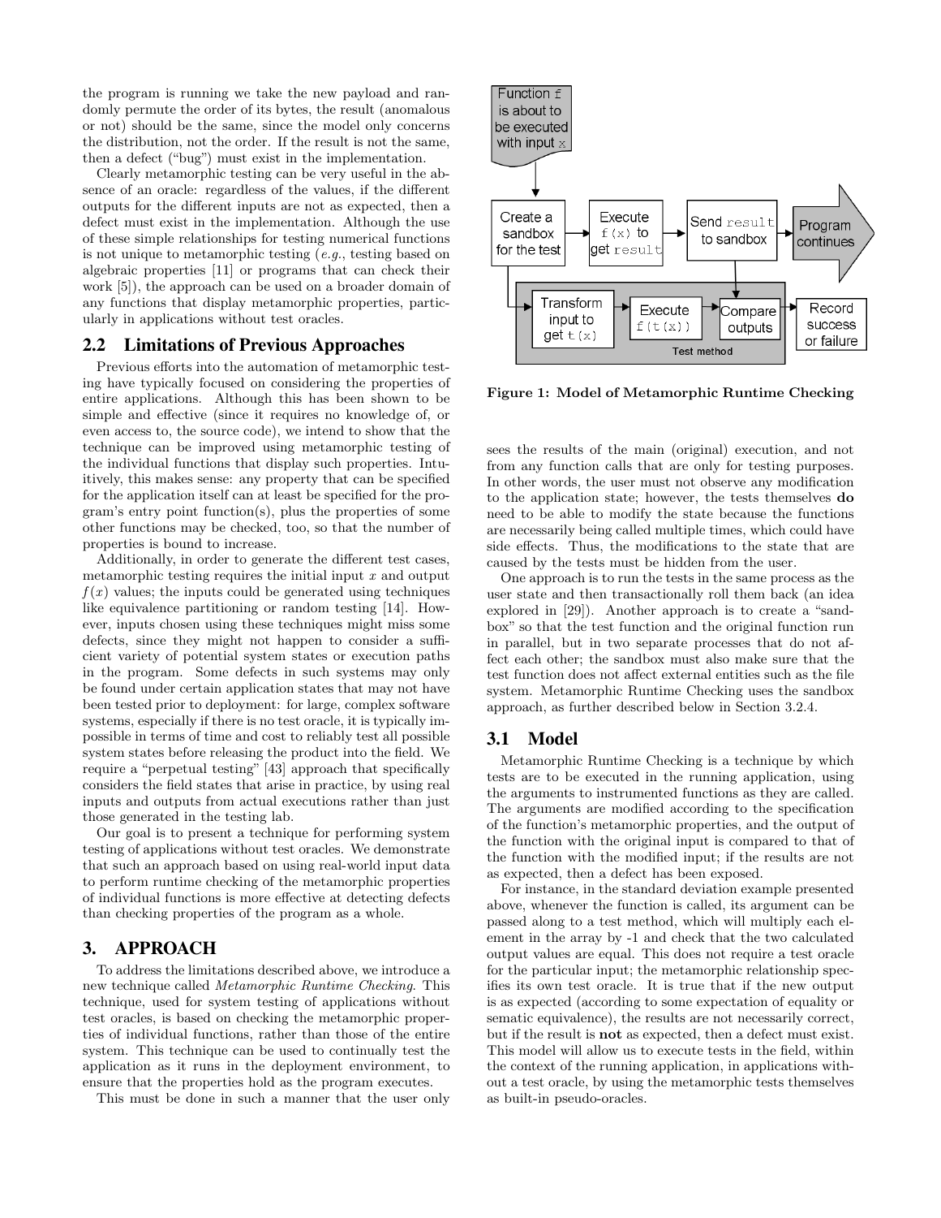the program is running we take the new payload and randomly permute the order of its bytes, the result (anomalous or not) should be the same, since the model only concerns the distribution, not the order. If the result is not the same, then a defect ("bug") must exist in the implementation.

Clearly metamorphic testing can be very useful in the absence of an oracle: regardless of the values, if the different outputs for the different inputs are not as expected, then a defect must exist in the implementation. Although the use of these simple relationships for testing numerical functions is not unique to metamorphic testing (*e.g.*, testing based on algebraic properties [11] or programs that can check their work [5]), the approach can be used on a broader domain of any functions that display metamorphic properties, particularly in applications without test oracles.

## 2.2 Limitations of Previous Approaches

Previous efforts into the automation of metamorphic testing have typically focused on considering the properties of entire applications. Although this has been shown to be simple and effective (since it requires no knowledge of, or even access to, the source code), we intend to show that the technique can be improved using metamorphic testing of the individual functions that display such properties. Intuitively, this makes sense: any property that can be specified for the application itself can at least be specified for the program's entry point function(s), plus the properties of some other functions may be checked, too, so that the number of properties is bound to increase.

Additionally, in order to generate the different test cases, metamorphic testing requires the initial input $x$ and output $f(x)$ values; the inputs could be generated using techniques like equivalence partitioning or random testing [14]. However, inputs chosen using these techniques might miss some defects, since they might not happen to consider a sufficient variety of potential system states or execution paths in the program. Some defects in such systems may only be found under certain application states that may not have been tested prior to deployment: for large, complex software systems, especially if there is no test oracle, it is typically impossible in terms of time and cost to reliably test all possible system states before releasing the product into the field. We require a "perpetual testing" [43] approach that specifically considers the field states that arise in practice, by using real inputs and outputs from actual executions rather than just those generated in the testing lab.

Our goal is to present a technique for performing system testing of applications without test oracles. We demonstrate that such an approach based on using real-world input data to perform runtime checking of the metamorphic properties of individual functions is more effective at detecting defects than checking properties of the program as a whole.

# 3. APPROACH

To address the limitations described above, we introduce a new technique called *Metamorphic Runtime Checking*. This technique, used for system testing of applications without test oracles, is based on checking the metamorphic properties of individual functions, rather than those of the entire system. This technique can be used to continually test the application as it runs in the deployment environment, to ensure that the properties hold as the program executes.

This must be done in such a manner that the user only sees the results of the main (original) execution, and not from any function calls that are only for testing purposes. In other words, the user must not observe any modification to the application state; however, the tests themselves **do** need to be able to modify the state because the functions are necessarily being called multiple times, which could have side effects. Thus, the modifications to the state that are caused by the tests must be hidden from the user.

One approach is to run the tests in the same process as the user state and then transactionally roll them back (an idea explored in [29]). Another approach is to create a "sandbox" so that the test function and the original function run in parallel, but in two separate processes that do not affect each other; the sandbox must also make sure that the test function does not affect external entities such as the file system. Metamorphic Runtime Checking uses the sandbox approach, as further described below in Section 3.2.4.

Function f is about to be executed with input x → Create a sandbox for the test → Execute f(x) to get result → Send result to sandbox → Program continues

Test method: Transform input to get t(x) → Execute f(t(x)) → Compare outputs → Record success or failure

**Figure 1: Model of Metamorphic Runtime Checking**

## 3.1 Model

Metamorphic Runtime Checking is a technique by which tests are to be executed in the running application, using the arguments to instrumented functions as they are called. The arguments are modified according to the specification of the function's metamorphic properties, and the output of the function with the original input is compared to that of the function with the modified input; if the results are not as expected, then a defect has been exposed.

For instance, in the standard deviation example presented above, whenever the function is called, its argument can be passed along to a test method, which will multiply each element in the array by -1 and check that the two calculated output values are equal. This does not require a test oracle for the particular input; the metamorphic relationship specifies its own test oracle. It is true that if the new output is as expected (according to some expectation of equality or sematic equivalence), the results are not necessarily correct, but if the result is **not** as expected, then a defect must exist. This model will allow us to execute tests in the field, within the context of the running application, in applications without a test oracle, by using the metamorphic tests themselves as built-in pseudo-oracles.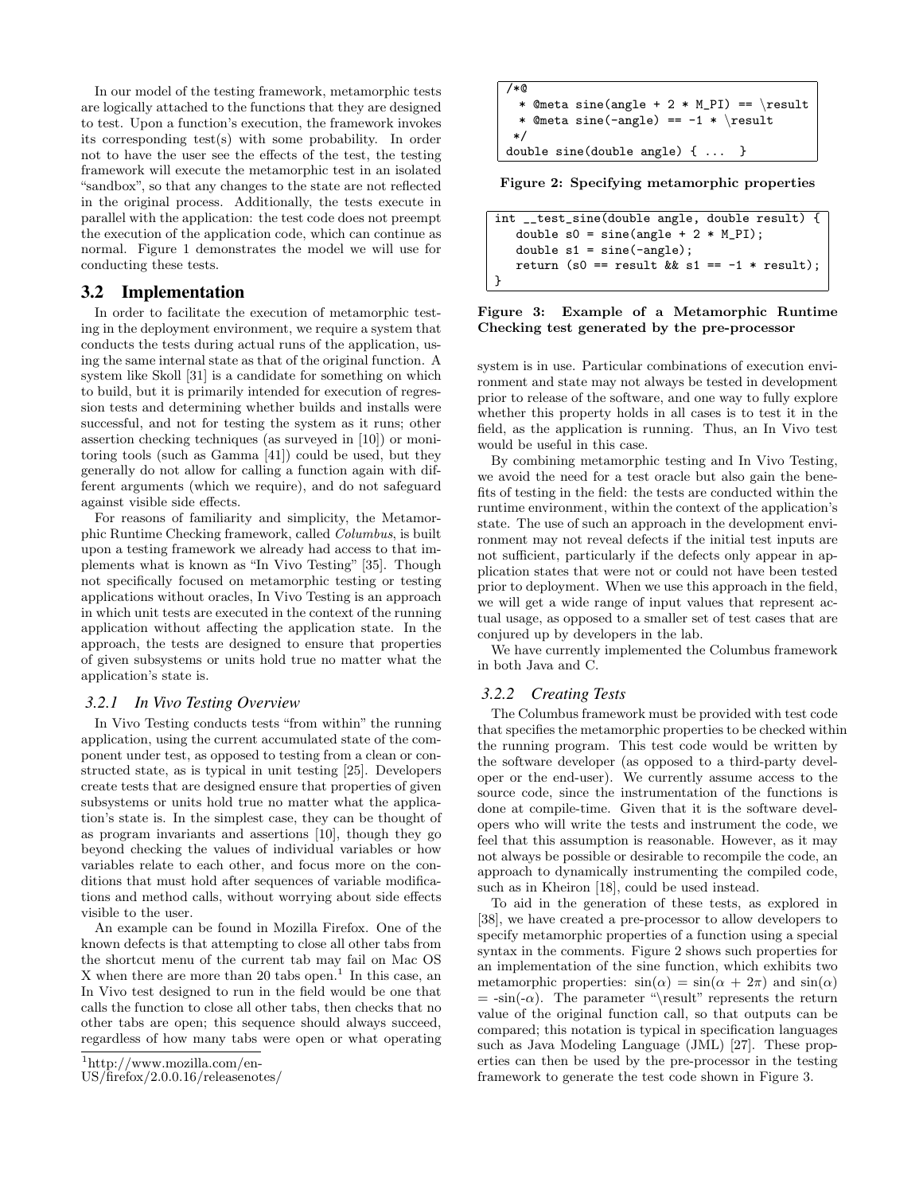In our model of the testing framework, metamorphic tests are logically attached to the functions that they are designed to test. Upon a function's execution, the framework invokes its corresponding test(s) with some probability. In order not to have the user see the effects of the test, the testing framework will execute the metamorphic test in an isolated "sandbox", so that any changes to the state are not reflected in the original process. Additionally, the tests execute in parallel with the application: the test code does not preempt the execution of the application code, which can continue as normal. Figure 1 demonstrates the model we will use for conducting these tests.

## 3.2 Implementation

In order to facilitate the execution of metamorphic testing in the deployment environment, we require a system that conducts the tests during actual runs of the application, using the same internal state as that of the original function. A system like Skoll [31] is a candidate for something on which to build, but it is primarily intended for execution of regression tests and determining whether builds and installs were successful, and not for testing the system as it runs; other assertion checking techniques (as surveyed in [10]) or monitoring tools (such as Gamma [41]) could be used, but they generally do not allow for calling a function again with different arguments (which we require), and do not safeguard against visible side effects.

For reasons of familiarity and simplicity, the Metamorphic Runtime Checking framework, called *Columbus*, is built upon a testing framework we already had access to that implements what is known as "In Vivo Testing" [35]. Though not specifically focused on metamorphic testing or testing applications without oracles, In Vivo Testing is an approach in which unit tests are executed in the context of the running application without affecting the application state. In the approach, the tests are designed to ensure that properties of given subsystems or units hold true no matter what the application's state is.

### 3.2.1 In Vivo Testing Overview

In Vivo Testing conducts tests "from within" the running application, using the current accumulated state of the component under test, as opposed to testing from a clean or constructed state, as is typical in unit testing [25]. Developers create tests that are designed ensure that properties of given subsystems or units hold true no matter what the application's state is. In the simplest case, they can be thought of as program invariants and assertions [10], though they go beyond checking the values of individual variables or how variables relate to each other, and focus more on the conditions that must hold after sequences of variable modifications and method calls, without worrying about side effects visible to the user.

An example can be found in Mozilla Firefox. One of the known defects is that attempting to close all other tabs from the shortcut menu of the current tab may fail on Mac OS X when there are more than 20 tabs open.[1] In this case, an In Vivo test designed to run in the field would be one that calls the function to close all other tabs, then checks that no other tabs are open; this sequence should always succeed, regardless of how many tabs were open or what operating system is in use. Particular combinations of execution environment and state may not always be tested in development prior to release of the software, and one way to fully explore whether this property holds in all cases is to test it in the field, as the application is running. Thus, an In Vivo test would be useful in this case.

By combining metamorphic testing and In Vivo Testing, we avoid the need for a test oracle but also gain the benefits of testing in the field: the tests are conducted within the runtime environment, within the context of the application's state. The use of such an approach in the development environment may not reveal defects if the initial test inputs are not sufficient, particularly if the defects only appear in application states that were not or could not have been tested prior to deployment. When we use this approach in the field, we will get a wide range of input values that represent actual usage, as opposed to a smaller set of test cases that are conjured up by developers in the lab.

We have currently implemented the Columbus framework in both Java and C.

[1] http://www.mozilla.com/en-US/firefox/2.0.0.16/releasenotes/

```
/*@
  * @meta sine(angle + 2 * M_PI) == \result
  * @meta sine(-angle) == -1 * \result
 */
double sine(double angle) { ...  }
```

**Figure 2: Specifying metamorphic properties**

```
int __test_sine(double angle, double result) {
   double s0 = sine(angle + 2 * M_PI);
   double s1 = sine(-angle);
   return (s0 == result && s1 == -1 * result);
}
```

**Figure 3: Example of a Metamorphic Runtime Checking test generated by the pre-processor**

### 3.2.2 Creating Tests

The Columbus framework must be provided with test code that specifies the metamorphic properties to be checked within the running program. This test code would be written by the software developer (as opposed to a third-party developer or the end-user). We currently assume access to the source code, since the instrumentation of the functions is done at compile-time. Given that it is the software developers who will write the tests and instrument the code, we feel that this assumption is reasonable. However, as it may not always be possible or desirable to recompile the code, an approach to dynamically instrumenting the compiled code, such as in Kheiron [18], could be used instead.

To aid in the generation of these tests, as explored in [38], we have created a pre-processor to allow developers to specify metamorphic properties of a function using a special syntax in the comments. Figure 2 shows such properties for an implementation of the sine function, which exhibits two metamorphic properties: $\sin(\alpha) = \sin(\alpha + 2\pi)$ and $\sin(\alpha) = -\sin(-\alpha)$. The parameter "\result" represents the return value of the original function call, so that outputs can be compared; this notation is typical in specification languages such as Java Modeling Language (JML) [27]. These properties can then be used by the pre-processor in the testing framework to generate the test code shown in Figure 3.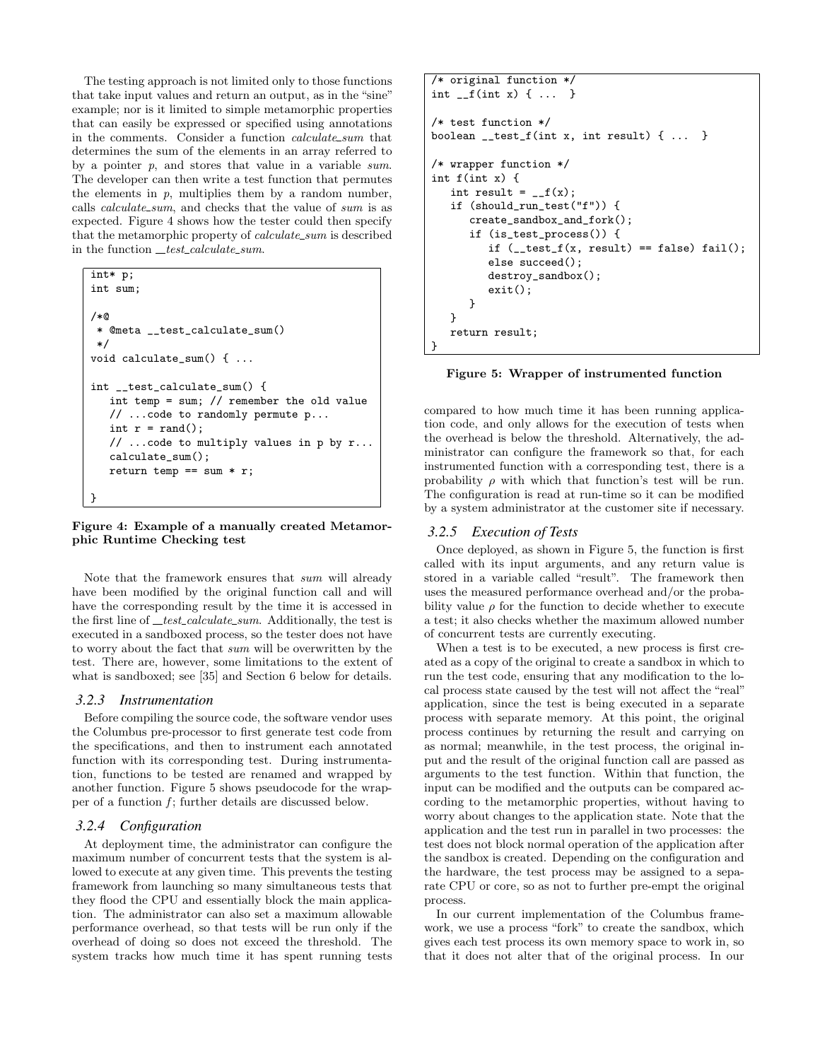The testing approach is not limited only to those functions that take input values and return an output, as in the "sine" example; nor is it limited to simple metamorphic properties that can easily be expressed or specified using annotations in the comments. Consider a function *calculate_sum* that determines the sum of the elements in an array referred to by a pointer *p*, and stores that value in a variable *sum*. The developer can then write a test function that permutes the elements in *p*, multiplies them by a random number, calls *calculate_sum*, and checks that the value of *sum* is as expected. Figure 4 shows how the tester could then specify that the metamorphic property of *calculate_sum* is described in the function *__test_calculate_sum*.

```
int* p;
int sum;

/*@
 * @meta __test_calculate_sum()
 */
void calculate_sum() { ...

int __test_calculate_sum() {
   int temp = sum; // remember the old value
   // ...code to randomly permute p...
   int r = rand();
   // ...code to multiply values in p by r...
   calculate_sum();
   return temp == sum * r;

}
```

**Figure 4: Example of a manually created Metamorphic Runtime Checking test**

Note that the framework ensures that *sum* will already have been modified by the original function call and will have the corresponding result by the time it is accessed in the first line of *__test_calculate_sum*. Additionally, the test is executed in a sandboxed process, so the tester does not have to worry about the fact that *sum* will be overwritten by the test. There are, however, some limitations to the extent of what is sandboxed; see [35] and Section 6 below for details.

### 3.2.3 Instrumentation

Before compiling the source code, the software vendor uses the Columbus pre-processor to first generate test code from the specifications, and then to instrument each annotated function with its corresponding test. During instrumentation, functions to be tested are renamed and wrapped by another function. Figure 5 shows pseudocode for the wrapper of a function *f*; further details are discussed below.

### 3.2.4 Configuration

At deployment time, the administrator can configure the maximum number of concurrent tests that the system is allowed to execute at any given time. This prevents the testing framework from launching so many simultaneous tests that they flood the CPU and essentially block the main application. The administrator can also set a maximum allowable performance overhead, so that tests will be run only if the overhead of doing so does not exceed the threshold. The system tracks how much time it has spent running tests compared to how much time it has been running application code, and only allows for the execution of tests when the overhead is below the threshold. Alternatively, the administrator can configure the framework so that, for each instrumented function with a corresponding test, there is a probability $\rho$ with which that function's test will be run. The configuration is read at run-time so it can be modified by a system administrator at the customer site if necessary.

```
/* original function */
int __f(int x) { ...  }

/* test function */
boolean __test_f(int x, int result) { ...  }

/* wrapper function */
int f(int x) {
   int result = __f(x);
   if (should_run_test("f")) {
      create_sandbox_and_fork();
      if (is_test_process()) {
         if (__test_f(x, result) == false) fail();
         else succeed();
         destroy_sandbox();
         exit();
      }
   }
   return result;
}
```

**Figure 5: Wrapper of instrumented function**

### 3.2.5 Execution of Tests

Once deployed, as shown in Figure 5, the function is first called with its input arguments, and any return value is stored in a variable called "result". The framework then uses the measured performance overhead and/or the probability value $\rho$ for the function to decide whether to execute a test; it also checks whether the maximum allowed number of concurrent tests are currently executing.

When a test is to be executed, a new process is first created as a copy of the original to create a sandbox in which to run the test code, ensuring that any modification to the local process state caused by the test will not affect the "real" application, since the test is being executed in a separate process with separate memory. At this point, the original process continues by returning the result and carrying on as normal; meanwhile, in the test process, the original input and the result of the original function call are passed as arguments to the test function. Within that function, the input can be modified and the outputs can be compared according to the metamorphic properties, without having to worry about changes to the application state. Note that the application and the test run in parallel in two processes: the test does not block normal operation of the application after the sandbox is created. Depending on the configuration and the hardware, the test process may be assigned to a separate CPU or core, so as not to further pre-empt the original process.

In our current implementation of the Columbus framework, we use a process "fork" to create the sandbox, which gives each test process its own memory space to work in, so that it does not alter that of the original process. In our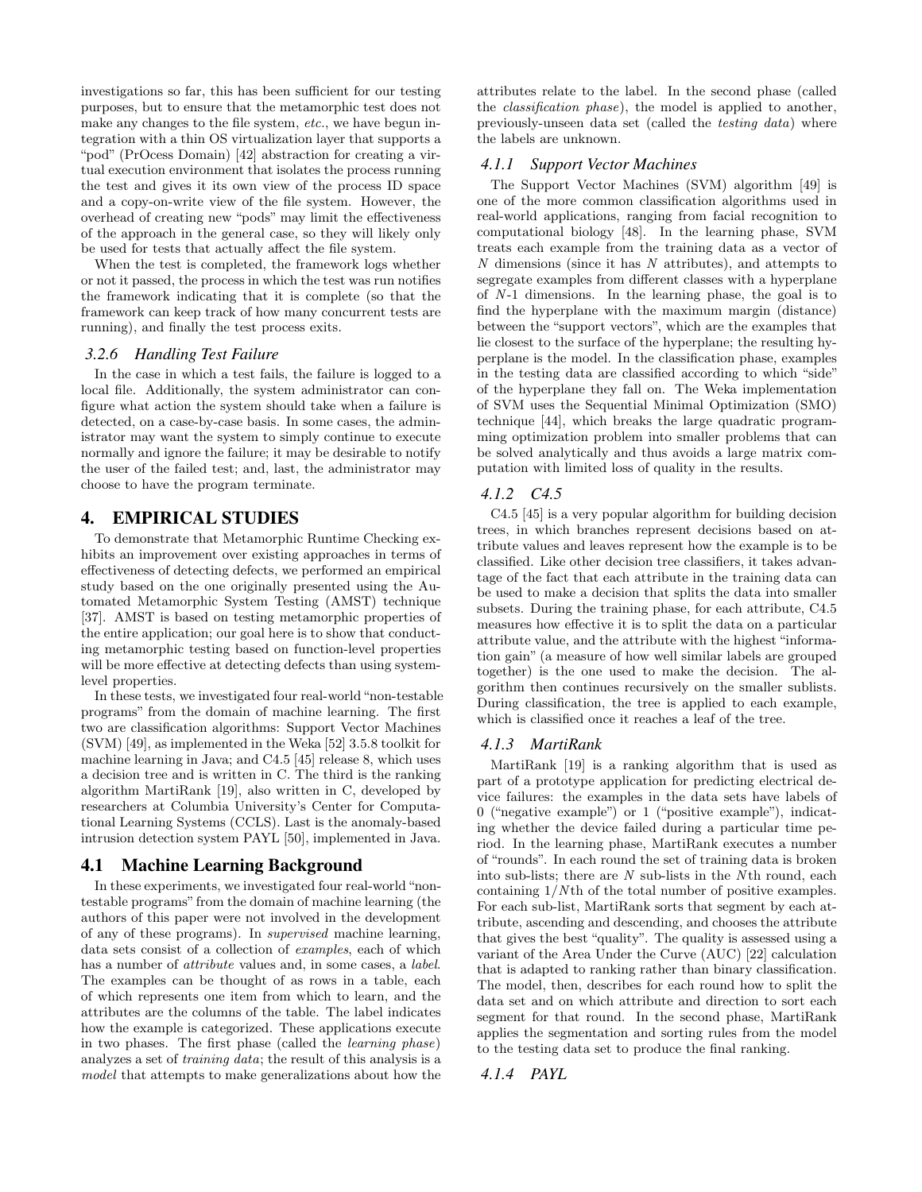investigations so far, this has been sufficient for our testing purposes, but to ensure that the metamorphic test does not make any changes to the file system, *etc.*, we have begun integration with a thin OS virtualization layer that supports a "pod" (PrOcess Domain) [42] abstraction for creating a virtual execution environment that isolates the process running the test and gives it its own view of the process ID space and a copy-on-write view of the file system. However, the overhead of creating new "pods" may limit the effectiveness of the approach in the general case, so they will likely only be used for tests that actually affect the file system.

When the test is completed, the framework logs whether or not it passed, the process in which the test was run notifies the framework indicating that it is complete (so that the framework can keep track of how many concurrent tests are running), and finally the test process exits.

#### 3.2.6 Handling Test Failure

In the case in which a test fails, the failure is logged to a local file. Additionally, the system administrator can configure what action the system should take when a failure is detected, on a case-by-case basis. In some cases, the administrator may want the system to simply continue to execute normally and ignore the failure; it may be desirable to notify the user of the failed test; and, last, the administrator may choose to have the program terminate.

## 4. EMPIRICAL STUDIES

To demonstrate that Metamorphic Runtime Checking exhibits an improvement over existing approaches in terms of effectiveness of detecting defects, we performed an empirical study based on the one originally presented using the Automated Metamorphic System Testing (AMST) technique [37]. AMST is based on testing metamorphic properties of the entire application; our goal here is to show that conducting metamorphic testing based on function-level properties will be more effective at detecting defects than using system-level properties.

In these tests, we investigated four real-world "non-testable programs" from the domain of machine learning. The first two are classification algorithms: Support Vector Machines (SVM) [49], as implemented in the Weka [52] 3.5.8 toolkit for machine learning in Java; and C4.5 [45] release 8, which uses a decision tree and is written in C. The third is the ranking algorithm MartiRank [19], also written in C, developed by researchers at Columbia University's Center for Computational Learning Systems (CCLS). Last is the anomaly-based intrusion detection system PAYL [50], implemented in Java.

### 4.1 Machine Learning Background

In these experiments, we investigated four real-world "non-testable programs" from the domain of machine learning (the authors of this paper were not involved in the development of any of these programs). In *supervised* machine learning, data sets consist of a collection of *examples*, each of which has a number of *attribute* values and, in some cases, a *label*. The examples can be thought of as rows in a table, each of which represents one item from which to learn, and the attributes are the columns of the table. The label indicates how the example is categorized. These applications execute in two phases. The first phase (called the *learning phase*) analyzes a set of *training data*; the result of this analysis is a *model* that attempts to make generalizations about how the attributes relate to the label. In the second phase (called the *classification phase*), the model is applied to another, previously-unseen data set (called the *testing data*) where the labels are unknown.

#### 4.1.1 Support Vector Machines

The Support Vector Machines (SVM) algorithm [49] is one of the more common classification algorithms used in real-world applications, ranging from facial recognition to computational biology [48]. In the learning phase, SVM treats each example from the training data as a vector of $N$ dimensions (since it has $N$ attributes), and attempts to segregate examples from different classes with a hyperplane of $N$-1 dimensions. In the learning phase, the goal is to find the hyperplane with the maximum margin (distance) between the "support vectors", which are the examples that lie closest to the surface of the hyperplane; the resulting hyperplane is the model. In the classification phase, examples in the testing data are classified according to which "side" of the hyperplane they fall on. The Weka implementation of SVM uses the Sequential Minimal Optimization (SMO) technique [44], which breaks the large quadratic programming optimization problem into smaller problems that can be solved analytically and thus avoids a large matrix computation with limited loss of quality in the results.

#### 4.1.2 C4.5

C4.5 [45] is a very popular algorithm for building decision trees, in which branches represent decisions based on attribute values and leaves represent how the example is to be classified. Like other decision tree classifiers, it takes advantage of the fact that each attribute in the training data can be used to make a decision that splits the data into smaller subsets. During the training phase, for each attribute, C4.5 measures how effective it is to split the data on a particular attribute value, and the attribute with the highest "information gain" (a measure of how well similar labels are grouped together) is the one used to make the decision. The algorithm then continues recursively on the smaller sublists. During classification, the tree is applied to each example, which is classified once it reaches a leaf of the tree.

#### 4.1.3 MartiRank

MartiRank [19] is a ranking algorithm that is used as part of a prototype application for predicting electrical device failures: the examples in the data sets have labels of 0 ("negative example") or 1 ("positive example"), indicating whether the device failed during a particular time period. In the learning phase, MartiRank executes a number of "rounds". In each round the set of training data is broken into sub-lists; there are $N$ sub-lists in the $N$th round, each containing $1/N$th of the total number of positive examples. For each sub-list, MartiRank sorts that segment by each attribute, ascending and descending, and chooses the attribute that gives the best "quality". The quality is assessed using a variant of the Area Under the Curve (AUC) [22] calculation that is adapted to ranking rather than binary classification. The model, then, describes for each round how to split the data set and on which attribute and direction to sort each segment for that round. In the second phase, MartiRank applies the segmentation and sorting rules from the model to the testing data set to produce the final ranking.

#### 4.1.4 PAYL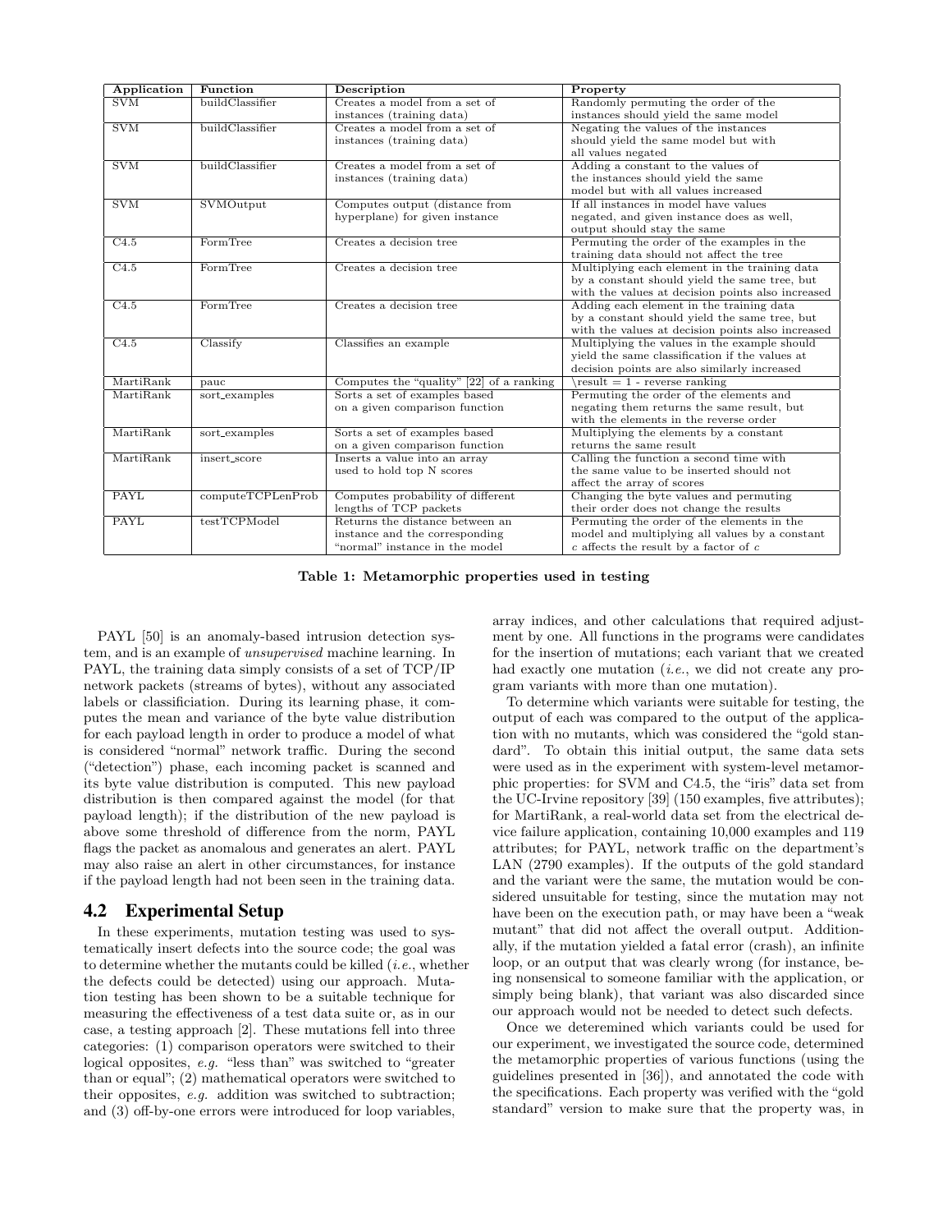| Application | Function | Description | Property |
|---|---|---|---|
| SVM | buildClassifier | Creates a model from a set of instances (training data) | Randomly permuting the order of the instances should yield the same model |
| SVM | buildClassifier | Creates a model from a set of instances (training data) | Negating the values of the instances should yield the same model but with all values negated |
| SVM | buildClassifier | Creates a model from a set of instances (training data) | Adding a constant to the values of the instances should yield the same model but with all values increased |
| SVM | SVMOutput | Computes output (distance from hyperplane) for given instance | If all instances in model have values negated, and given instance does as well, output should stay the same |
| C4.5 | FormTree | Creates a decision tree | Permuting the order of the examples in the training data should not affect the tree |
| C4.5 | FormTree | Creates a decision tree | Multiplying each element in the training data by a constant should yield the same tree, but with the values at decision points also increased |
| C4.5 | FormTree | Creates a decision tree | Adding each element in the training data by a constant should yield the same tree, but with the values at decision points also increased |
| C4.5 | Classify | Classifies an example | Multiplying the values in the example should yield the same classification if the values at decision points are also similarly increased |
| MartiRank | pauc | Computes the "quality" [22] of a ranking | \result = 1 - reverse ranking |
| MartiRank | sort_examples | Sorts a set of examples based on a given comparison function | Permuting the order of the elements and negating them returns the same result, but with the elements in the reverse order |
| MartiRank | sort_examples | Sorts a set of examples based on a given comparison function | Multiplying the elements by a constant returns the same result |
| MartiRank | insert_score | Inserts a value into an array used to hold top N scores | Calling the function a second time with the same value to be inserted should not affect the array of scores |
| PAYL | computeTCPLenProb | Computes probability of different lengths of TCP packets | Changing the byte values and permuting their order does not change the results |
| PAYL | testTCPModel | Returns the distance between an instance and the corresponding "normal" instance in the model | Permuting the order of the elements in the model and multiplying all values by a constant $c$ affects the result by a factor of $c$ |

**Table 1: Metamorphic properties used in testing**

PAYL [50] is an anomaly-based intrusion detection system, and is an example of *unsupervised* machine learning. In PAYL, the training data simply consists of a set of TCP/IP network packets (streams of bytes), without any associated labels or classificiation. During its learning phase, it computes the mean and variance of the byte value distribution for each payload length in order to produce a model of what is considered "normal" network traffic. During the second ("detection") phase, each incoming packet is scanned and its byte value distribution is computed. This new payload distribution is then compared against the model (for that payload length); if the distribution of the new payload is above some threshold of difference from the norm, PAYL flags the packet as anomalous and generates an alert. PAYL may also raise an alert in other circumstances, for instance if the payload length had not been seen in the training data.

## 4.2 Experimental Setup

In these experiments, mutation testing was used to systematically insert defects into the source code; the goal was to determine whether the mutants could be killed (*i.e.*, whether the defects could be detected) using our approach. Mutation testing has been shown to be a suitable technique for measuring the effectiveness of a test data suite or, as in our case, a testing approach [2]. These mutations fell into three categories: (1) comparison operators were switched to their logical opposites, *e.g.* "less than" was switched to "greater than or equal"; (2) mathematical operators were switched to their opposites, *e.g.* addition was switched to subtraction; and (3) off-by-one errors were introduced for loop variables, array indices, and other calculations that required adjustment by one. All functions in the programs were candidates for the insertion of mutations; each variant that we created had exactly one mutation (*i.e.*, we did not create any program variants with more than one mutation).

To determine which variants were suitable for testing, the output of each was compared to the output of the application with no mutants, which was considered the "gold standard". To obtain this initial output, the same data sets were used as in the experiment with system-level metamorphic properties: for SVM and C4.5, the "iris" data set from the UC-Irvine repository [39] (150 examples, five attributes); for MartiRank, a real-world data set from the electrical device failure application, containing 10,000 examples and 119 attributes; for PAYL, network traffic on the department's LAN (2790 examples). If the outputs of the gold standard and the variant were the same, the mutation would be considered unsuitable for testing, since the mutation may not have been on the execution path, or may have been a "weak mutant" that did not affect the overall output. Additionally, if the mutation yielded a fatal error (crash), an infinite loop, or an output that was clearly wrong (for instance, being nonsensical to someone familiar with the application, or simply being blank), that variant was also discarded since our approach would not be needed to detect such defects.

Once we deteremined which variants could be used for our experiment, we investigated the source code, determined the metamorphic properties of various functions (using the guidelines presented in [36]), and annotated the code with the specifications. Each property was verified with the "gold standard" version to make sure that the property was, in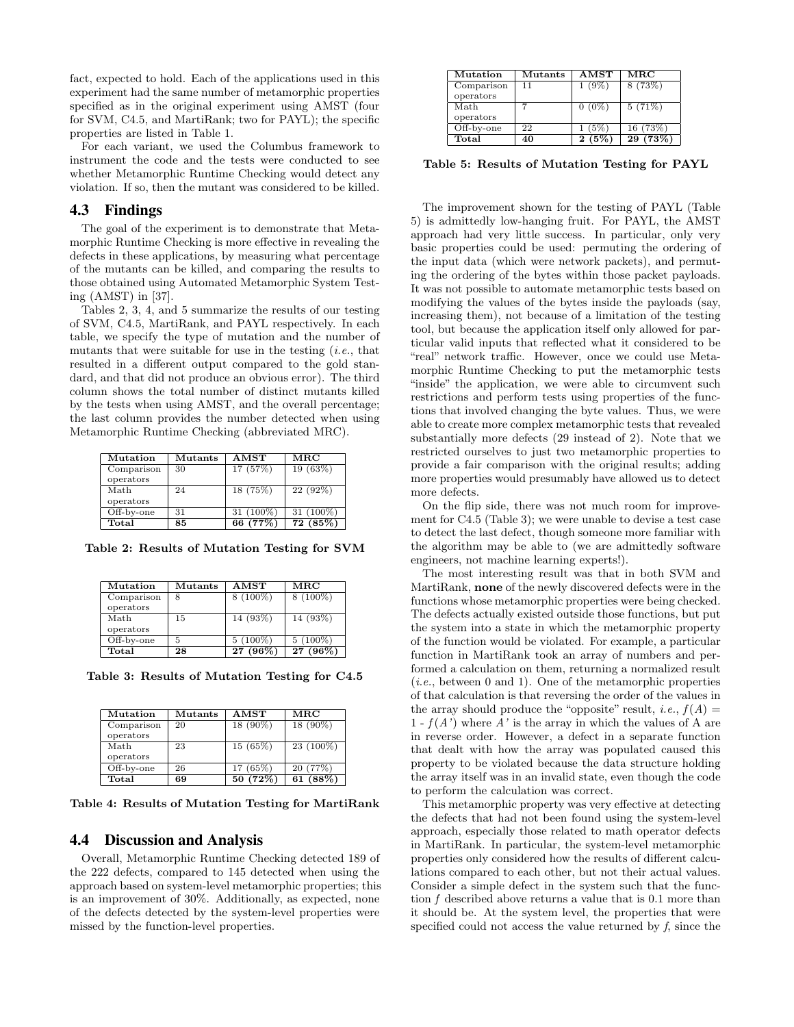fact, expected to hold. Each of the applications used in this experiment had the same number of metamorphic properties specified as in the original experiment using AMST (four for SVM, C4.5, and MartiRank; two for PAYL); the specific properties are listed in Table 1.

For each variant, we used the Columbus framework to instrument the code and the tests were conducted to see whether Metamorphic Runtime Checking would detect any violation. If so, then the mutant was considered to be killed.

## 4.3 Findings

The goal of the experiment is to demonstrate that Metamorphic Runtime Checking is more effective in revealing the defects in these applications, by measuring what percentage of the mutants can be killed, and comparing the results to those obtained using Automated Metamorphic System Testing (AMST) in [37].

Tables 2, 3, 4, and 5 summarize the results of our testing of SVM, C4.5, MartiRank, and PAYL respectively. In each table, we specify the type of mutation and the number of mutants that were suitable for use in the testing (*i.e.*, that resulted in a different output compared to the gold standard, and that did not produce an obvious error). The third column shows the total number of distinct mutants killed by the tests when using AMST, and the overall percentage; the last column provides the number detected when using Metamorphic Runtime Checking (abbreviated MRC).

| Mutation | Mutants | AMST | MRC |
|---|---|---|---|
| Comparison operators | 30 | 17 (57%) | 19 (63%) |
| Math operators | 24 | 18 (75%) | 22 (92%) |
| Off-by-one | 31 | 31 (100%) | 31 (100%) |
| **Total** | **85** | **66 (77%)** | **72 (85%)** |

**Table 2: Results of Mutation Testing for SVM**

| Mutation | Mutants | AMST | MRC |
|---|---|---|---|
| Comparison operators | 8 | 8 (100%) | 8 (100%) |
| Math operators | 15 | 14 (93%) | 14 (93%) |
| Off-by-one | 5 | 5 (100%) | 5 (100%) |
| **Total** | **28** | **27 (96%)** | **27 (96%)** |

**Table 3: Results of Mutation Testing for C4.5**

| Mutation | Mutants | AMST | MRC |
|---|---|---|---|
| Comparison operators | 20 | 18 (90%) | 18 (90%) |
| Math operators | 23 | 15 (65%) | 23 (100%) |
| Off-by-one | 26 | 17 (65%) | 20 (77%) |
| **Total** | **69** | **50 (72%)** | **61 (88%)** |

**Table 4: Results of Mutation Testing for MartiRank**

## 4.4 Discussion and Analysis

Overall, Metamorphic Runtime Checking detected 189 of the 222 defects, compared to 145 detected when using the approach based on system-level metamorphic properties; this is an improvement of 30%. Additionally, as expected, none of the defects detected by the system-level properties were missed by the function-level properties.

| Mutation | Mutants | AMST | MRC |
|---|---|---|---|
| Comparison operators | 11 | 1 (9%) | 8 (73%) |
| Math operators | 7 | 0 (0%) | 5 (71%) |
| Off-by-one | 22 | 1 (5%) | 16 (73%) |
| **Total** | **40** | **2 (5%)** | **29 (73%)** |

**Table 5: Results of Mutation Testing for PAYL**

The improvement shown for the testing of PAYL (Table 5) is admittedly low-hanging fruit. For PAYL, the AMST approach had very little success. In particular, only very basic properties could be used: permuting the ordering of the input data (which were network packets), and permuting the ordering of the bytes within those packet payloads. It was not possible to automate metamorphic tests based on modifying the values of the bytes inside the payloads (say, increasing them), not because of a limitation of the testing tool, but because the application itself only allowed for particular valid inputs that reflected what it considered to be "real" network traffic. However, once we could use Metamorphic Runtime Checking to put the metamorphic tests "inside" the application, we were able to circumvent such restrictions and perform tests using properties of the functions that involved changing the byte values. Thus, we were able to create more complex metamorphic tests that revealed substantially more defects (29 instead of 2). Note that we restricted ourselves to just two metamorphic properties to provide a fair comparison with the original results; adding more properties would presumably have allowed us to detect more defects.

On the flip side, there was not much room for improvement for C4.5 (Table 3); we were unable to devise a test case to detect the last defect, though someone more familiar with the algorithm may be able to (we are admittedly software engineers, not machine learning experts!).

The most interesting result was that in both SVM and MartiRank, **none** of the newly discovered defects were in the functions whose metamorphic properties were being checked. The defects actually existed outside those functions, but put the system into a state in which the metamorphic property of the function would be violated. For example, a particular function in MartiRank took an array of numbers and performed a calculation on them, returning a normalized result (*i.e.*, between 0 and 1). One of the metamorphic properties of that calculation is that reversing the order of the values in the array should produce the "opposite" result, *i.e.*, $f(A) = 1 - f(A')$ where *A'* is the array in which the values of A are in reverse order. However, a defect in a separate function that dealt with how the array was populated caused this property to be violated because the data structure holding the array itself was in an invalid state, even though the code to perform the calculation was correct.

This metamorphic property was very effective at detecting the defects that had not been found using the system-level approach, especially those related to math operator defects in MartiRank. In particular, the system-level metamorphic properties only considered how the results of different calculations compared to each other, but not their actual values. Consider a simple defect in the system such that the function *f* described above returns a value that is 0.1 more than it should be. At the system level, the properties that were specified could not access the value returned by *f*, since the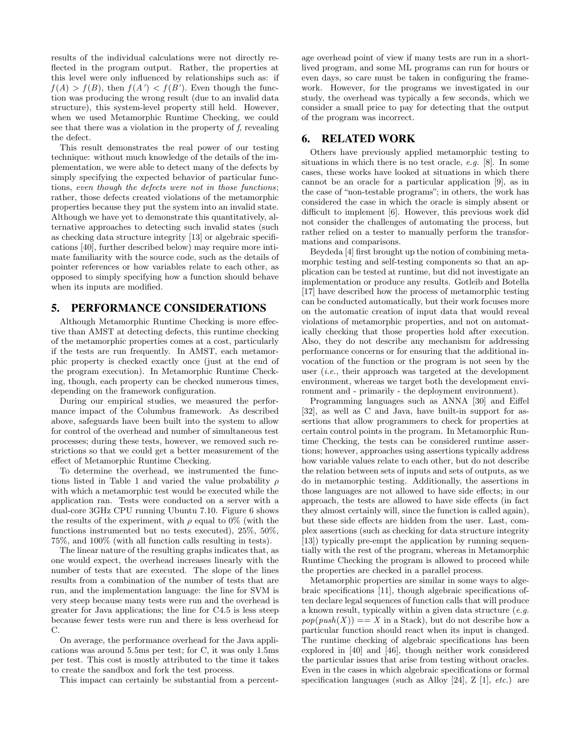results of the individual calculations were not directly reflected in the program output. Rather, the properties at this level were only influenced by relationships such as: if $f(A) > f(B)$, then $f(A') < f(B')$. Even though the function was producing the wrong result (due to an invalid data structure), this system-level property still held. However, when we used Metamorphic Runtime Checking, we could see that there was a violation in the property of *f*, revealing the defect.

This result demonstrates the real power of our testing technique: without much knowledge of the details of the implementation, we were able to detect many of the defects by simply specifying the expected behavior of particular functions, *even though the defects were not in those functions*; rather, those defects created violations of the metamorphic properties because they put the system into an invalid state. Although we have yet to demonstrate this quantitatively, alternative approaches to detecting such invalid states (such as checking data structure integrity [13] or algebraic specifications [40], further described below) may require more intimate familiarity with the source code, such as the details of pointer references or how variables relate to each other, as opposed to simply specifying how a function should behave when its inputs are modified.

## 5. PERFORMANCE CONSIDERATIONS

Although Metamorphic Runtime Checking is more effective than AMST at detecting defects, this runtime checking of the metamorphic properties comes at a cost, particularly if the tests are run frequently. In AMST, each metamorphic property is checked exactly once (just at the end of the program execution). In Metamorphic Runtime Checking, though, each property can be checked numerous times, depending on the framework configuration.

During our empirical studies, we measured the performance impact of the Columbus framework. As described above, safeguards have been built into the system to allow for control of the overhead and number of simultaneous test processes; during these tests, however, we removed such restrictions so that we could get a better measurement of the effect of Metamorphic Runtime Checking.

To determine the overhead, we instrumented the functions listed in Table 1 and varied the value probability $\rho$ with which a metamorphic test would be executed while the application ran. Tests were conducted on a server with a dual-core 3GHz CPU running Ubuntu 7.10. Figure 6 shows the results of the experiment, with $\rho$ equal to 0% (with the functions instrumented but no tests executed), 25%, 50%, 75%, and 100% (with all function calls resulting in tests).

The linear nature of the resulting graphs indicates that, as one would expect, the overhead increases linearly with the number of tests that are executed. The slope of the lines results from a combination of the number of tests that are run, and the implementation language: the line for SVM is very steep because many tests were run and the overhead is greater for Java applications; the line for C4.5 is less steep because fewer tests were run and there is less overhead for C.

On average, the performance overhead for the Java applications was around 5.5ms per test; for C, it was only 1.5ms per test. This cost is mostly attributed to the time it takes to create the sandbox and fork the test process.

This impact can certainly be substantial from a percentage overhead point of view if many tests are run in a short-lived program, and some ML programs can run for hours or even days, so care must be taken in configuring the framework. However, for the programs we investigated in our study, the overhead was typically a few seconds, which we consider a small price to pay for detecting that the output of the program was incorrect.

## 6. RELATED WORK

Others have previously applied metamorphic testing to situations in which there is no test oracle, *e.g.* [8]. In some cases, these works have looked at situations in which there cannot be an oracle for a particular application [9], as in the case of "non-testable programs"; in others, the work has considered the case in which the oracle is simply absent or difficult to implement [6]. However, this previous work did not consider the challenges of automating the process, but rather relied on a tester to manually perform the transformations and comparisons.

Beydeda [4] first brought up the notion of combining metamorphic testing and self-testing components so that an application can be tested at runtime, but did not investigate an implementation or produce any results. Gotleib and Botella [17] have described how the process of metamorphic testing can be conducted automatically, but their work focuses more on the automatic creation of input data that would reveal violations of metamorphic properties, and not on automatically checking that those properties hold after execution. Also, they do not describe any mechanism for addressing performance concerns or for ensuring that the additional invocation of the function or the program is not seen by the user (*i.e.*, their approach was targeted at the development environment, whereas we target both the development environment and - primarily - the deployment environment).

Programming languages such as ANNA [30] and Eiffel [32], as well as C and Java, have built-in support for assertions that allow programmers to check for properties at certain control points in the program. In Metamorphic Runtime Checking, the tests can be considered runtime assertions; however, approaches using assertions typically address how variable values relate to each other, but do not describe the relation between sets of inputs and sets of outputs, as we do in metamorphic testing. Additionally, the assertions in those languages are not allowed to have side effects; in our approach, the tests are allowed to have side effects (in fact they almost certainly will, since the function is called again), but these side effects are hidden from the user. Last, complex assertions (such as checking for data structure integrity [13]) typically pre-empt the application by running sequentially with the rest of the program, whereas in Metamorphic Runtime Checking the program is allowed to proceed while the properties are checked in a parallel process.

Metamorphic properties are similar in some ways to algebraic specifications [11], though algebraic specifications often declare legal sequences of function calls that will produce a known result, typically within a given data structure (*e.g.* $pop(push(X)) == X$ in a Stack), but do not describe how a particular function should react when its input is changed. The runtime checking of algebraic specifications has been explored in [40] and [46], though neither work considered the particular issues that arise from testing without oracles. Even in the cases in which algebraic specifications or formal specification languages (such as Alloy [24], Z [1], *etc.*) are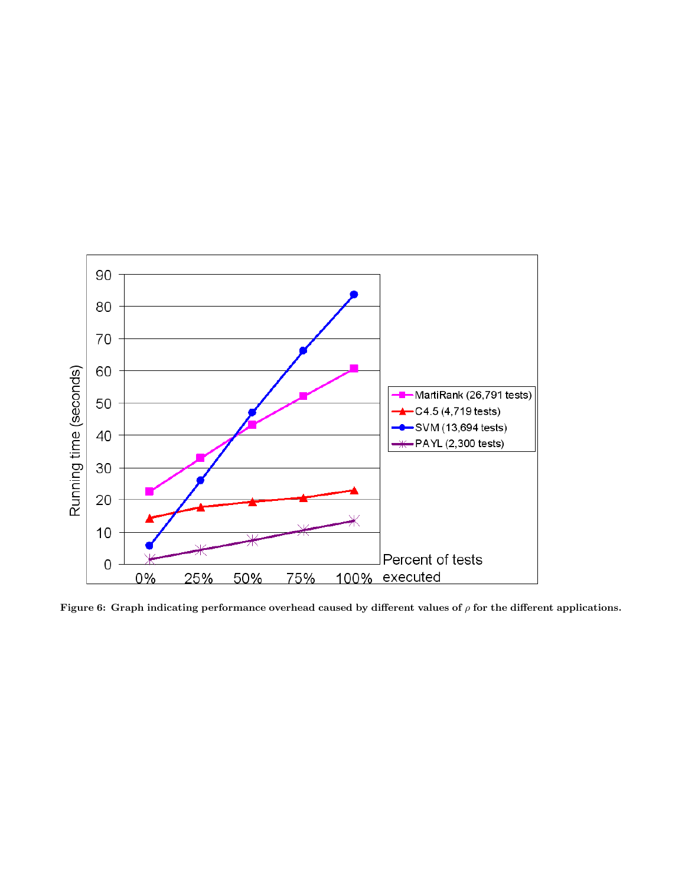Figure 6: Graph indicating performance overhead caused by different values of $\rho$ for the different applications.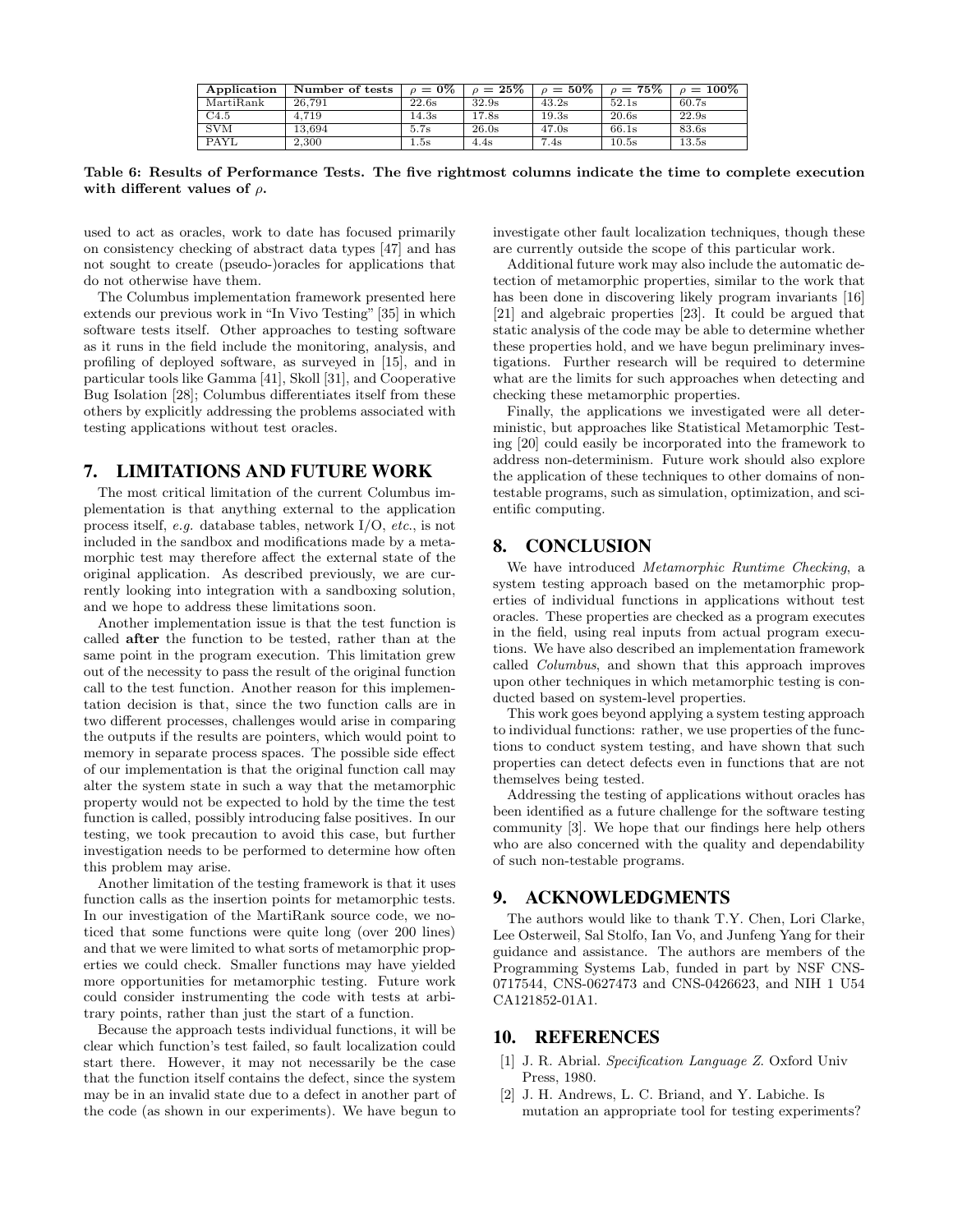| Application | Number of tests | $\rho = 0\%$ | $\rho = 25\%$ | $\rho = 50\%$ | $\rho = 75\%$ | $\rho = 100\%$ |
|---|---|---|---|---|---|---|
| MartiRank | 26,791 | 22.6s | 32.9s | 43.2s | 52.1s | 60.7s |
| C4.5 | 4,719 | 14.3s | 17.8s | 19.3s | 20.6s | 22.9s |
| SVM | 13,694 | 5.7s | 26.0s | 47.0s | 66.1s | 83.6s |
| PAYL | 2,300 | 1.5s | 4.4s | 7.4s | 10.5s | 13.5s |

**Table 6: Results of Performance Tests. The five rightmost columns indicate the time to complete execution with different values of $\rho$.**

used to act as oracles, work to date has focused primarily on consistency checking of abstract data types [47] and has not sought to create (pseudo-)oracles for applications that do not otherwise have them.

The Columbus implementation framework presented here extends our previous work in "In Vivo Testing" [35] in which software tests itself. Other approaches to testing software as it runs in the field include the monitoring, analysis, and profiling of deployed software, as surveyed in [15], and in particular tools like Gamma [41], Skoll [31], and Cooperative Bug Isolation [28]; Columbus differentiates itself from these others by explicitly addressing the problems associated with testing applications without test oracles.

## 7. LIMITATIONS AND FUTURE WORK

The most critical limitation of the current Columbus implementation is that anything external to the application process itself, *e.g.* database tables, network I/O, *etc.*, is not included in the sandbox and modifications made by a metamorphic test may therefore affect the external state of the original application. As described previously, we are currently looking into integration with a sandboxing solution, and we hope to address these limitations soon.

Another implementation issue is that the test function is called **after** the function to be tested, rather than at the same point in the program execution. This limitation grew out of the necessity to pass the result of the original function call to the test function. Another reason for this implementation decision is that, since the two function calls are in two different processes, challenges would arise in comparing the outputs if the results are pointers, which would point to memory in separate process spaces. The possible side effect of our implementation is that the original function call may alter the system state in such a way that the metamorphic property would not be expected to hold by the time the test function is called, possibly introducing false positives. In our testing, we took precaution to avoid this case, but further investigation needs to be performed to determine how often this problem may arise.

Another limitation of the testing framework is that it uses function calls as the insertion points for metamorphic tests. In our investigation of the MartiRank source code, we noticed that some functions were quite long (over 200 lines) and that we were limited to what sorts of metamorphic properties we could check. Smaller functions may have yielded more opportunities for metamorphic testing. Future work could consider instrumenting the code with tests at arbitrary points, rather than just the start of a function.

Because the approach tests individual functions, it will be clear which function's test failed, so fault localization could start there. However, it may not necessarily be the case that the function itself contains the defect, since the system may be in an invalid state due to a defect in another part of the code (as shown in our experiments). We have begun to investigate other fault localization techniques, though these are currently outside the scope of this particular work.

Additional future work may also include the automatic detection of metamorphic properties, similar to the work that has been done in discovering likely program invariants [16] [21] and algebraic properties [23]. It could be argued that static analysis of the code may be able to determine whether these properties hold, and we have begun preliminary investigations. Further research will be required to determine what are the limits for such approaches when detecting and checking these metamorphic properties.

Finally, the applications we investigated were all deterministic, but approaches like Statistical Metamorphic Testing [20] could easily be incorporated into the framework to address non-determinism. Future work should also explore the application of these techniques to other domains of non-testable programs, such as simulation, optimization, and scientific computing.

## 8. CONCLUSION

We have introduced *Metamorphic Runtime Checking*, a system testing approach based on the metamorphic properties of individual functions in applications without test oracles. These properties are checked as a program executes in the field, using real inputs from actual program executions. We have also described an implementation framework called *Columbus*, and shown that this approach improves upon other techniques in which metamorphic testing is conducted based on system-level properties.

This work goes beyond applying a system testing approach to individual functions: rather, we use properties of the functions to conduct system testing, and have shown that such properties can detect defects even in functions that are not themselves being tested.

Addressing the testing of applications without oracles has been identified as a future challenge for the software testing community [3]. We hope that our findings here help others who are also concerned with the quality and dependability of such non-testable programs.

## 9. ACKNOWLEDGMENTS

The authors would like to thank T.Y. Chen, Lori Clarke, Lee Osterweil, Sal Stolfo, Ian Vo, and Junfeng Yang for their guidance and assistance. The authors are members of the Programming Systems Lab, funded in part by NSF CNS-0717544, CNS-0627473 and CNS-0426623, and NIH 1 U54 CA121852-01A1.

## 10. REFERENCES

[1] J. R. Abrial. *Specification Language Z*. Oxford Univ Press, 1980.

[2] J. H. Andrews, L. C. Briand, and Y. Labiche. Is mutation an appropriate tool for testing experiments?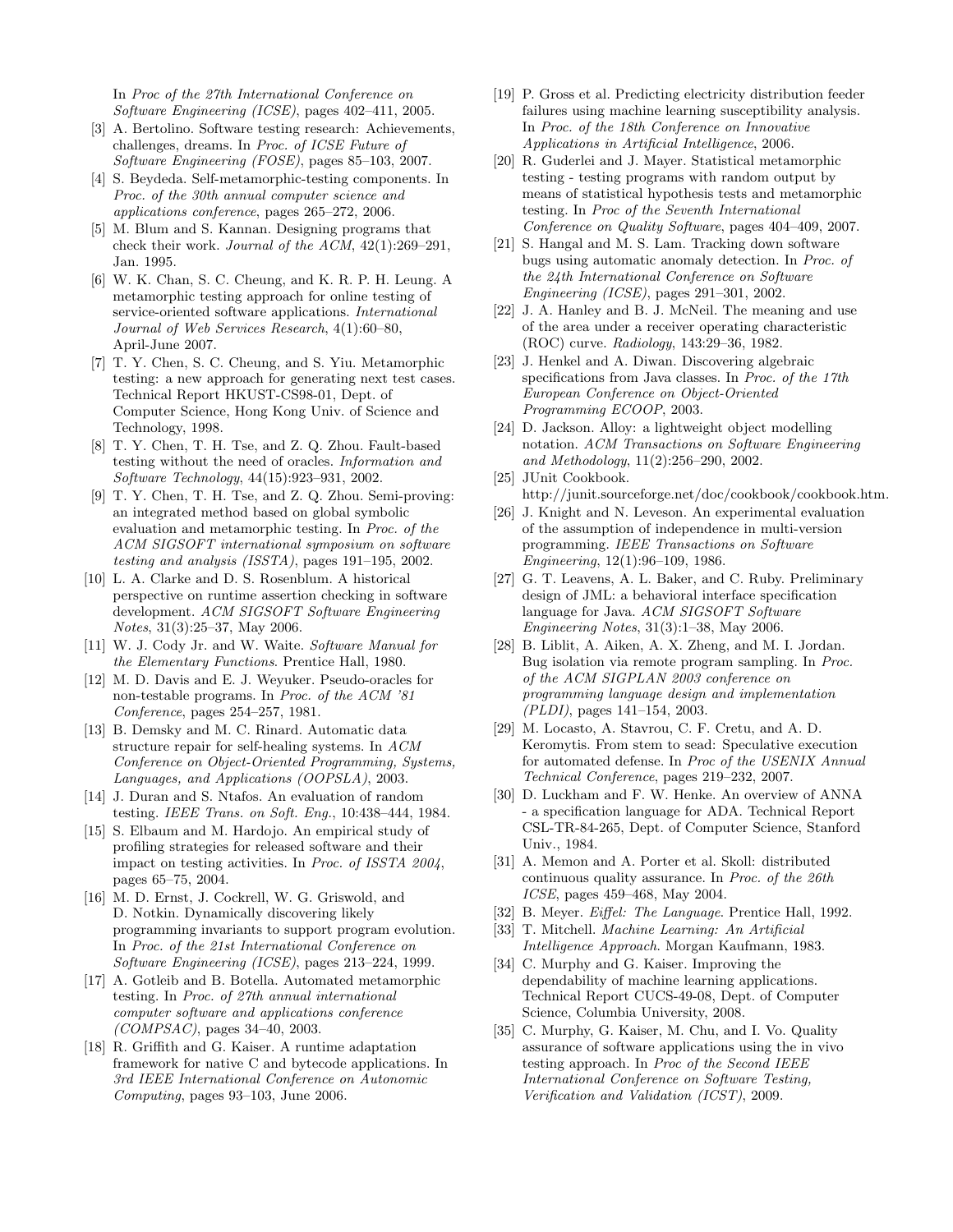In *Proc of the 27th International Conference on Software Engineering (ICSE)*, pages 402–411, 2005.

[3] A. Bertolino. Software testing research: Achievements, challenges, dreams. In *Proc. of ICSE Future of Software Engineering (FOSE)*, pages 85–103, 2007.

[4] S. Beydeda. Self-metamorphic-testing components. In *Proc. of the 30th annual computer science and applications conference*, pages 265–272, 2006.

[5] M. Blum and S. Kannan. Designing programs that check their work. *Journal of the ACM*, 42(1):269–291, Jan. 1995.

[6] W. K. Chan, S. C. Cheung, and K. R. P. H. Leung. A metamorphic testing approach for online testing of service-oriented software applications. *International Journal of Web Services Research*, 4(1):60–80, April-June 2007.

[7] T. Y. Chen, S. C. Cheung, and S. Yiu. Metamorphic testing: a new approach for generating next test cases. Technical Report HKUST-CS98-01, Dept. of Computer Science, Hong Kong Univ. of Science and Technology, 1998.

[8] T. Y. Chen, T. H. Tse, and Z. Q. Zhou. Fault-based testing without the need of oracles. *Information and Software Technology*, 44(15):923–931, 2002.

[9] T. Y. Chen, T. H. Tse, and Z. Q. Zhou. Semi-proving: an integrated method based on global symbolic evaluation and metamorphic testing. In *Proc. of the ACM SIGSOFT international symposium on software testing and analysis (ISSTA)*, pages 191–195, 2002.

[10] L. A. Clarke and D. S. Rosenblum. A historical perspective on runtime assertion checking in software development. *ACM SIGSOFT Software Engineering Notes*, 31(3):25–37, May 2006.

[11] W. J. Cody Jr. and W. Waite. *Software Manual for the Elementary Functions*. Prentice Hall, 1980.

[12] M. D. Davis and E. J. Weyuker. Pseudo-oracles for non-testable programs. In *Proc. of the ACM '81 Conference*, pages 254–257, 1981.

[13] B. Demsky and M. C. Rinard. Automatic data structure repair for self-healing systems. In *ACM Conference on Object-Oriented Programming, Systems, Languages, and Applications (OOPSLA)*, 2003.

[14] J. Duran and S. Ntafos. An evaluation of random testing. *IEEE Trans. on Soft. Eng.*, 10:438–444, 1984.

[15] S. Elbaum and M. Hardojo. An empirical study of profiling strategies for released software and their impact on testing activities. In *Proc. of ISSTA 2004*, pages 65–75, 2004.

[16] M. D. Ernst, J. Cockrell, W. G. Griswold, and D. Notkin. Dynamically discovering likely programming invariants to support program evolution. In *Proc. of the 21st International Conference on Software Engineering (ICSE)*, pages 213–224, 1999.

[17] A. Gotleib and B. Botella. Automated metamorphic testing. In *Proc. of 27th annual international computer software and applications conference (COMPSAC)*, pages 34–40, 2003.

[18] R. Griffith and G. Kaiser. A runtime adaptation framework for native C and bytecode applications. In *3rd IEEE International Conference on Autonomic Computing*, pages 93–103, June 2006.

[19] P. Gross et al. Predicting electricity distribution feeder failures using machine learning susceptibility analysis. In *Proc. of the 18th Conference on Innovative Applications in Artificial Intelligence*, 2006.

[20] R. Guderlei and J. Mayer. Statistical metamorphic testing - testing programs with random output by means of statistical hypothesis tests and metamorphic testing. In *Proc of the Seventh International Conference on Quality Software*, pages 404–409, 2007.

[21] S. Hangal and M. S. Lam. Tracking down software bugs using automatic anomaly detection. In *Proc. of the 24th International Conference on Software Engineering (ICSE)*, pages 291–301, 2002.

[22] J. A. Hanley and B. J. McNeil. The meaning and use of the area under a receiver operating characteristic (ROC) curve. *Radiology*, 143:29–36, 1982.

[23] J. Henkel and A. Diwan. Discovering algebraic specifications from Java classes. In *Proc. of the 17th European Conference on Object-Oriented Programming ECOOP*, 2003.

[24] D. Jackson. Alloy: a lightweight object modelling notation. *ACM Transactions on Software Engineering and Methodology*, 11(2):256–290, 2002.

[25] JUnit Cookbook. http://junit.sourceforge.net/doc/cookbook/cookbook.htm.

[26] J. Knight and N. Leveson. An experimental evaluation of the assumption of independence in multi-version programming. *IEEE Transactions on Software Engineering*, 12(1):96–109, 1986.

[27] G. T. Leavens, A. L. Baker, and C. Ruby. Preliminary design of JML: a behavioral interface specification language for Java. *ACM SIGSOFT Software Engineering Notes*, 31(3):1–38, May 2006.

[28] B. Liblit, A. Aiken, A. X. Zheng, and M. I. Jordan. Bug isolation via remote program sampling. In *Proc. of the ACM SIGPLAN 2003 conference on programming language design and implementation (PLDI)*, pages 141–154, 2003.

[29] M. Locasto, A. Stavrou, C. F. Cretu, and A. D. Keromytis. From stem to sead: Speculative execution for automated defense. In *Proc of the USENIX Annual Technical Conference*, pages 219–232, 2007.

[30] D. Luckham and F. W. Henke. An overview of ANNA - a specification language for ADA. Technical Report CSL-TR-84-265, Dept. of Computer Science, Stanford Univ., 1984.

[31] A. Memon and A. Porter et al. Skoll: distributed continuous quality assurance. In *Proc. of the 26th ICSE*, pages 459–468, May 2004.

[32] B. Meyer. *Eiffel: The Language*. Prentice Hall, 1992.

[33] T. Mitchell. *Machine Learning: An Artificial Intelligence Approach*. Morgan Kaufmann, 1983.

[34] C. Murphy and G. Kaiser. Improving the dependability of machine learning applications. Technical Report CUCS-49-08, Dept. of Computer Science, Columbia University, 2008.

[35] C. Murphy, G. Kaiser, M. Chu, and I. Vo. Quality assurance of software applications using the in vivo testing approach. In *Proc of the Second IEEE International Conference on Software Testing, Verification and Validation (ICST)*, 2009.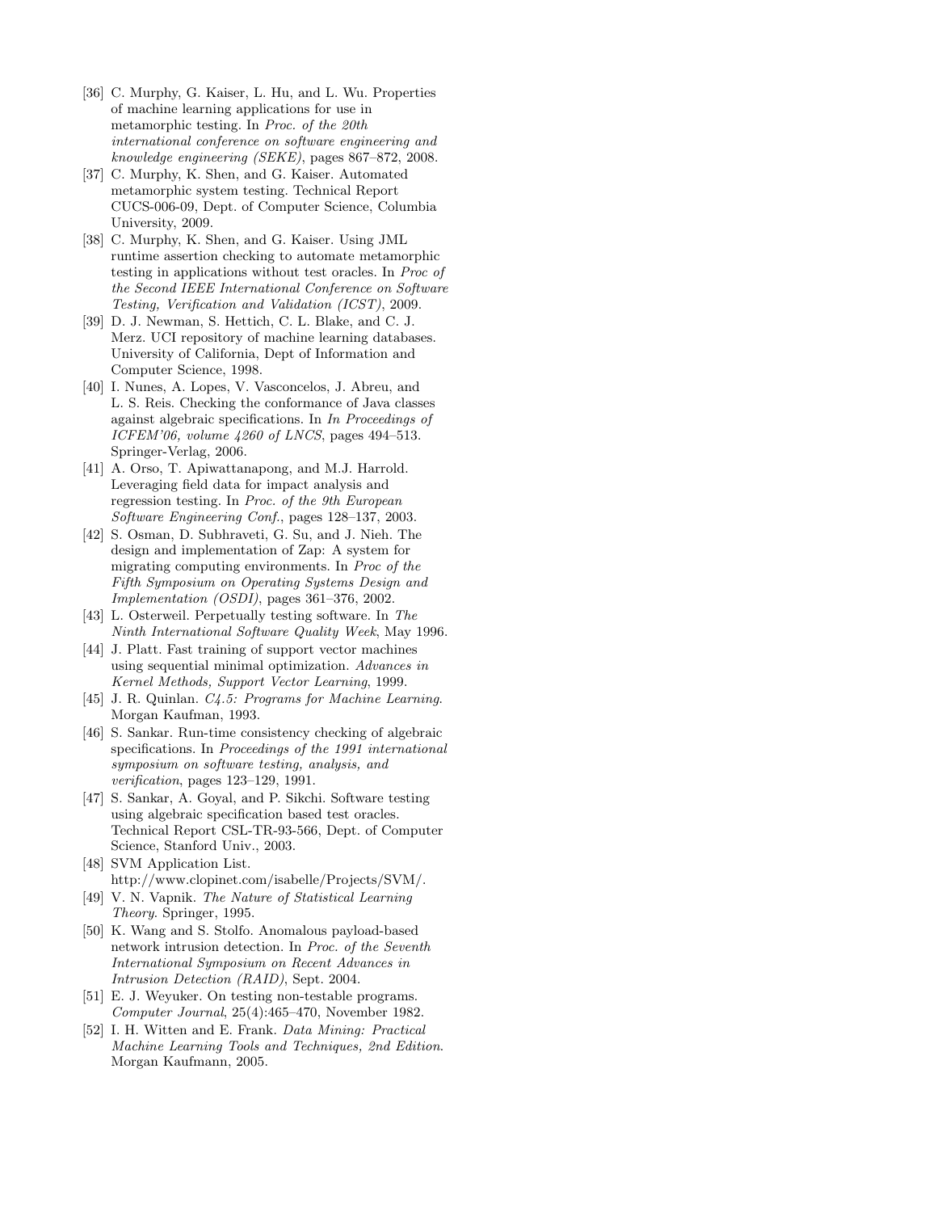[36] C. Murphy, G. Kaiser, L. Hu, and L. Wu. Properties of machine learning applications for use in metamorphic testing. In *Proc. of the 20th international conference on software engineering and knowledge engineering (SEKE)*, pages 867–872, 2008.

[37] C. Murphy, K. Shen, and G. Kaiser. Automated metamorphic system testing. Technical Report CUCS-006-09, Dept. of Computer Science, Columbia University, 2009.

[38] C. Murphy, K. Shen, and G. Kaiser. Using JML runtime assertion checking to automate metamorphic testing in applications without test oracles. In *Proc of the Second IEEE International Conference on Software Testing, Verification and Validation (ICST)*, 2009.

[39] D. J. Newman, S. Hettich, C. L. Blake, and C. J. Merz. UCI repository of machine learning databases. University of California, Dept of Information and Computer Science, 1998.

[40] I. Nunes, A. Lopes, V. Vasconcelos, J. Abreu, and L. S. Reis. Checking the conformance of Java classes against algebraic specifications. In *In Proceedings of ICFEM'06, volume 4260 of LNCS*, pages 494–513. Springer-Verlag, 2006.

[41] A. Orso, T. Apiwattanapong, and M.J. Harrold. Leveraging field data for impact analysis and regression testing. In *Proc. of the 9th European Software Engineering Conf.*, pages 128–137, 2003.

[42] S. Osman, D. Subhraveti, G. Su, and J. Nieh. The design and implementation of Zap: A system for migrating computing environments. In *Proc of the Fifth Symposium on Operating Systems Design and Implementation (OSDI)*, pages 361–376, 2002.

[43] L. Osterweil. Perpetually testing software. In *The Ninth International Software Quality Week*, May 1996.

[44] J. Platt. Fast training of support vector machines using sequential minimal optimization. *Advances in Kernel Methods, Support Vector Learning*, 1999.

[45] J. R. Quinlan. *C4.5: Programs for Machine Learning*. Morgan Kaufman, 1993.

[46] S. Sankar. Run-time consistency checking of algebraic specifications. In *Proceedings of the 1991 international symposium on software testing, analysis, and verification*, pages 123–129, 1991.

[47] S. Sankar, A. Goyal, and P. Sikchi. Software testing using algebraic specification based test oracles. Technical Report CSL-TR-93-566, Dept. of Computer Science, Stanford Univ., 2003.

[48] SVM Application List. http://www.clopinet.com/isabelle/Projects/SVM/.

[49] V. N. Vapnik. *The Nature of Statistical Learning Theory*. Springer, 1995.

[50] K. Wang and S. Stolfo. Anomalous payload-based network intrusion detection. In *Proc. of the Seventh International Symposium on Recent Advances in Intrusion Detection (RAID)*, Sept. 2004.

[51] E. J. Weyuker. On testing non-testable programs. *Computer Journal*, 25(4):465–470, November 1982.

[52] I. H. Witten and E. Frank. *Data Mining: Practical Machine Learning Tools and Techniques, 2nd Edition*. Morgan Kaufmann, 2005.